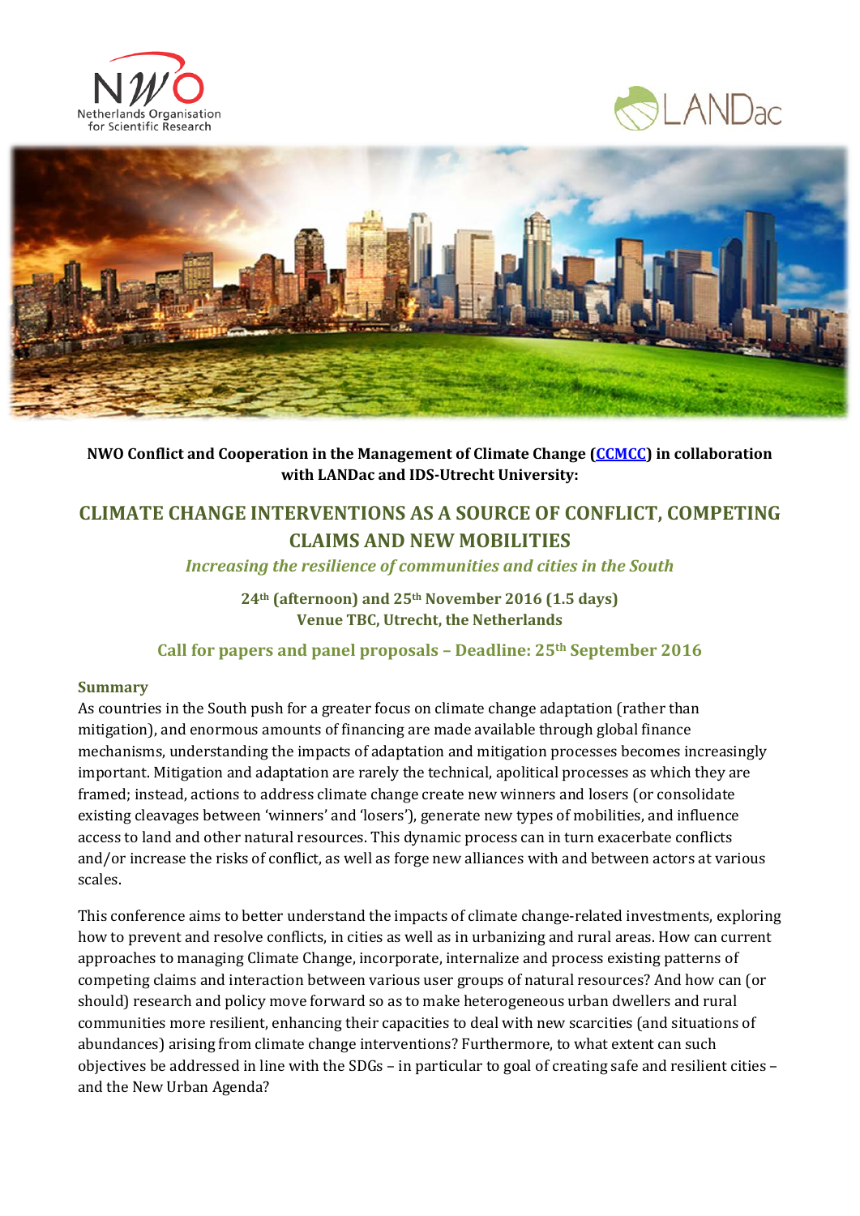**NWO Conflict and Cooperation in the Management of Climate Change (CCMCC) in collaboration with LANDac and IDS-Utrecht University:**

# CLIMATE CHANGE INTERVENTIONS AS A SOURCE OF CONFLICT, COMPETING CLAIMS AND NEW MOBILITIES

*Increasing the resilience of communities and cities in the South*

**24th (afternoon) and 25th November 2016 (1.5 days)**
**Venue TBC, Utrecht, the Netherlands**

**Call for papers and panel proposals – Deadline: 25th September 2016**

## Summary

As countries in the South push for a greater focus on climate change adaptation (rather than mitigation), and enormous amounts of financing are made available through global finance mechanisms, understanding the impacts of adaptation and mitigation processes becomes increasingly important. Mitigation and adaptation are rarely the technical, apolitical processes as which they are framed; instead, actions to address climate change create new winners and losers (or consolidate existing cleavages between 'winners' and 'losers'), generate new types of mobilities, and influence access to land and other natural resources. This dynamic process can in turn exacerbate conflicts and/or increase the risks of conflict, as well as forge new alliances with and between actors at various scales.

This conference aims to better understand the impacts of climate change-related investments, exploring how to prevent and resolve conflicts, in cities as well as in urbanizing and rural areas. How can current approaches to managing Climate Change, incorporate, internalize and process existing patterns of competing claims and interaction between various user groups of natural resources? And how can (or should) research and policy move forward so as to make heterogeneous urban dwellers and rural communities more resilient, enhancing their capacities to deal with new scarcities (and situations of abundances) arising from climate change interventions? Furthermore, to what extent can such objectives be addressed in line with the SDGs – in particular to goal of creating safe and resilient cities – and the New Urban Agenda?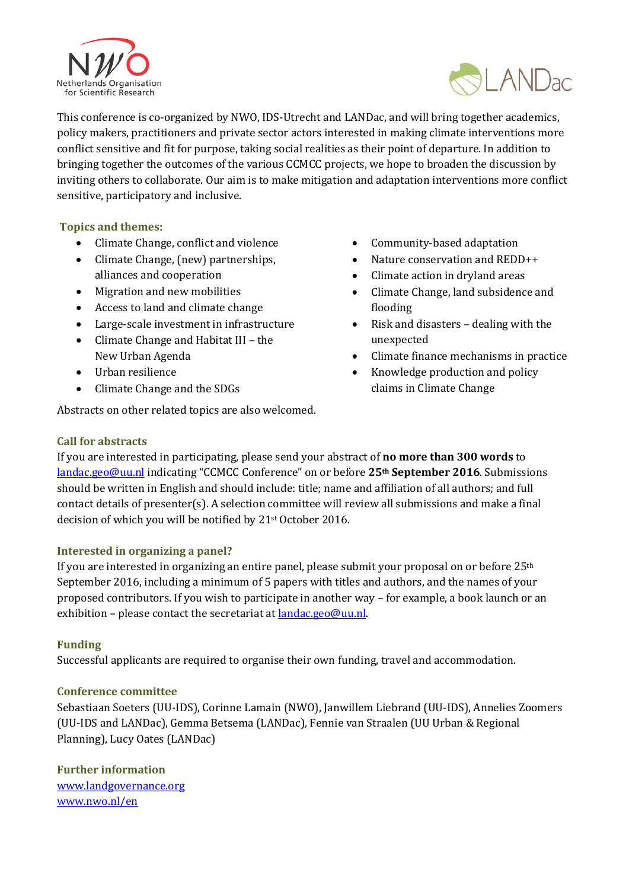This conference is co-organized by NWO, IDS-Utrecht and LANDac, and will bring together academics, policy makers, practitioners and private sector actors interested in making climate interventions more conflict sensitive and fit for purpose, taking social realities as their point of departure. In addition to bringing together the outcomes of the various CCMCC projects, we hope to broaden the discussion by inviting others to collaborate. Our aim is to make mitigation and adaptation interventions more conflict sensitive, participatory and inclusive.

### Topics and themes:

- Climate Change, conflict and violence
- Climate Change, (new) partnerships, alliances and cooperation
- Migration and new mobilities
- Access to land and climate change
- Large-scale investment in infrastructure
- Climate Change and Habitat III – the New Urban Agenda
- Urban resilience
- Climate Change and the SDGs
- Community-based adaptation
- Nature conservation and REDD++
- Climate action in dryland areas
- Climate Change, land subsidence and flooding
- Risk and disasters – dealing with the unexpected
- Climate finance mechanisms in practice
- Knowledge production and policy claims in Climate Change

Abstracts on other related topics are also welcomed.

### Call for abstracts

If you are interested in participating, please send your abstract of **no more than 300 words** to landac.geo@uu.nl indicating "CCMCC Conference" on or before **25th September 2016**. Submissions should be written in English and should include: title; name and affiliation of all authors; and full contact details of presenter(s). A selection committee will review all submissions and make a final decision of which you will be notified by 21st October 2016.

### Interested in organizing a panel?

If you are interested in organizing an entire panel, please submit your proposal on or before 25th September 2016, including a minimum of 5 papers with titles and authors, and the names of your proposed contributors. If you wish to participate in another way – for example, a book launch or an exhibition – please contact the secretariat at landac.geo@uu.nl.

### Funding

Successful applicants are required to organise their own funding, travel and accommodation.

### Conference committee

Sebastiaan Soeters (UU-IDS), Corinne Lamain (NWO), Janwillem Liebrand (UU-IDS), Annelies Zoomers (UU-IDS and LANDac), Gemma Betsema (LANDac), Fennie van Straalen (UU Urban & Regional Planning), Lucy Oates (LANDac)

### Further information

www.landgovernance.org
www.nwo.nl/en